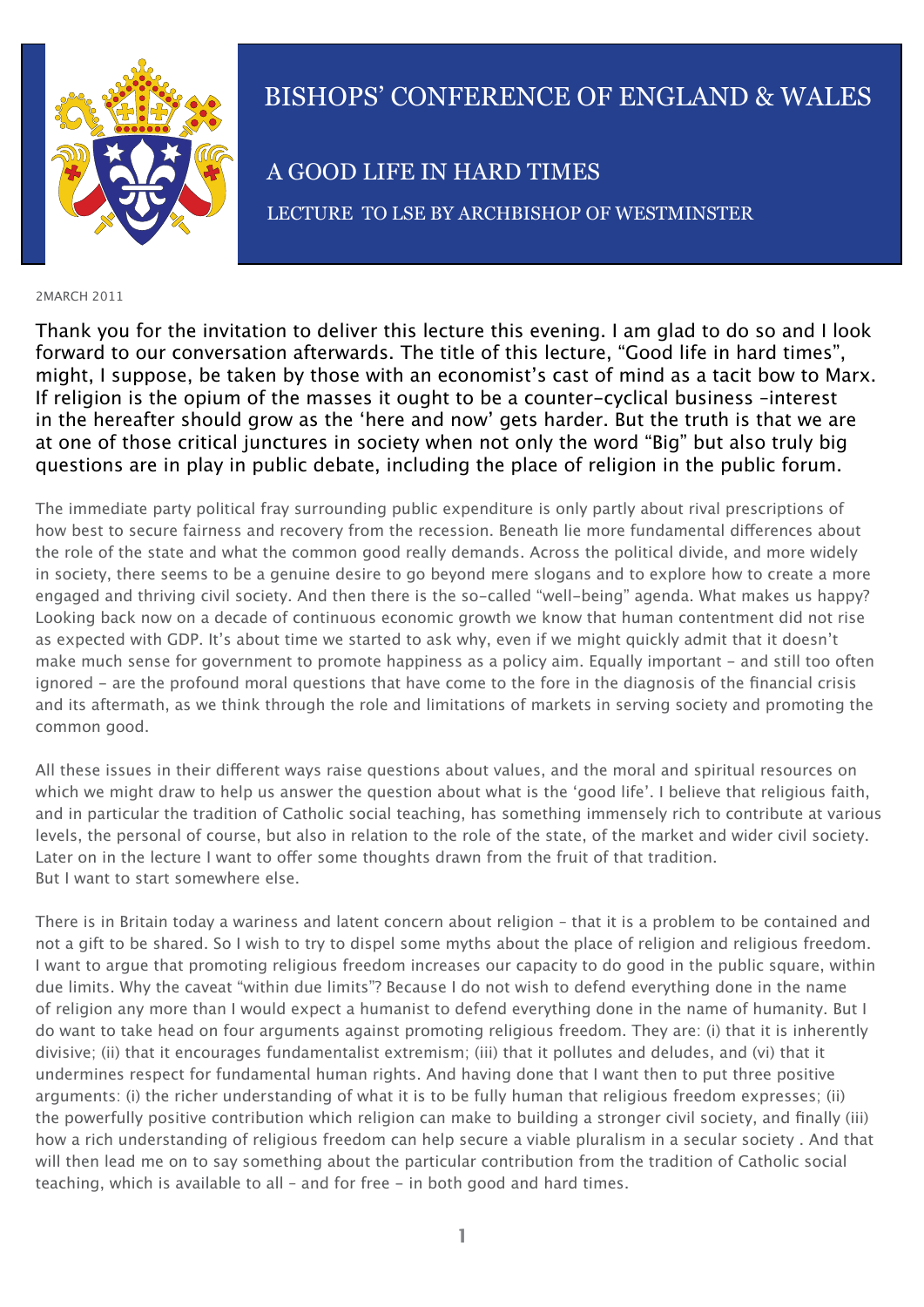# BISHOPS' CONFERENCE OF ENGLAND & WALES

## A GOOD LIFE IN HARD TIMES

### LECTURE TO LSE BY ARCHBISHOP OF WESTMINSTER

2MARCH 2011

Thank you for the invitation to deliver this lecture this evening. I am glad to do so and I look forward to our conversation afterwards. The title of this lecture, "Good life in hard times", might, I suppose, be taken by those with an economist's cast of mind as a tacit bow to Marx. If religion is the opium of the masses it ought to be a counter-cyclical business –interest in the hereafter should grow as the 'here and now' gets harder. But the truth is that we are at one of those critical junctures in society when not only the word "Big" but also truly big questions are in play in public debate, including the place of religion in the public forum.

The immediate party political fray surrounding public expenditure is only partly about rival prescriptions of how best to secure fairness and recovery from the recession. Beneath lie more fundamental differences about the role of the state and what the common good really demands. Across the political divide, and more widely in society, there seems to be a genuine desire to go beyond mere slogans and to explore how to create a more engaged and thriving civil society. And then there is the so-called "well-being" agenda. What makes us happy? Looking back now on a decade of continuous economic growth we know that human contentment did not rise as expected with GDP. It's about time we started to ask why, even if we might quickly admit that it doesn't make much sense for government to promote happiness as a policy aim. Equally important – and still too often ignored – are the profound moral questions that have come to the fore in the diagnosis of the financial crisis and its aftermath, as we think through the role and limitations of markets in serving society and promoting the common good.

All these issues in their different ways raise questions about values, and the moral and spiritual resources on which we might draw to help us answer the question about what is the 'good life'. I believe that religious faith, and in particular the tradition of Catholic social teaching, has something immensely rich to contribute at various levels, the personal of course, but also in relation to the role of the state, of the market and wider civil society. Later on in the lecture I want to offer some thoughts drawn from the fruit of that tradition.
But I want to start somewhere else.

There is in Britain today a wariness and latent concern about religion – that it is a problem to be contained and not a gift to be shared. So I wish to try to dispel some myths about the place of religion and religious freedom. I want to argue that promoting religious freedom increases our capacity to do good in the public square, within due limits. Why the caveat "within due limits"? Because I do not wish to defend everything done in the name of religion any more than I would expect a humanist to defend everything done in the name of humanity. But I do want to take head on four arguments against promoting religious freedom. They are: (i) that it is inherently divisive; (ii) that it encourages fundamentalist extremism; (iii) that it pollutes and deludes, and (vi) that it undermines respect for fundamental human rights. And having done that I want then to put three positive arguments: (i) the richer understanding of what it is to be fully human that religious freedom expresses; (ii) the powerfully positive contribution which religion can make to building a stronger civil society, and finally (iii) how a rich understanding of religious freedom can help secure a viable pluralism in a secular society . And that will then lead me on to say something about the particular contribution from the tradition of Catholic social teaching, which is available to all – and for free – in both good and hard times.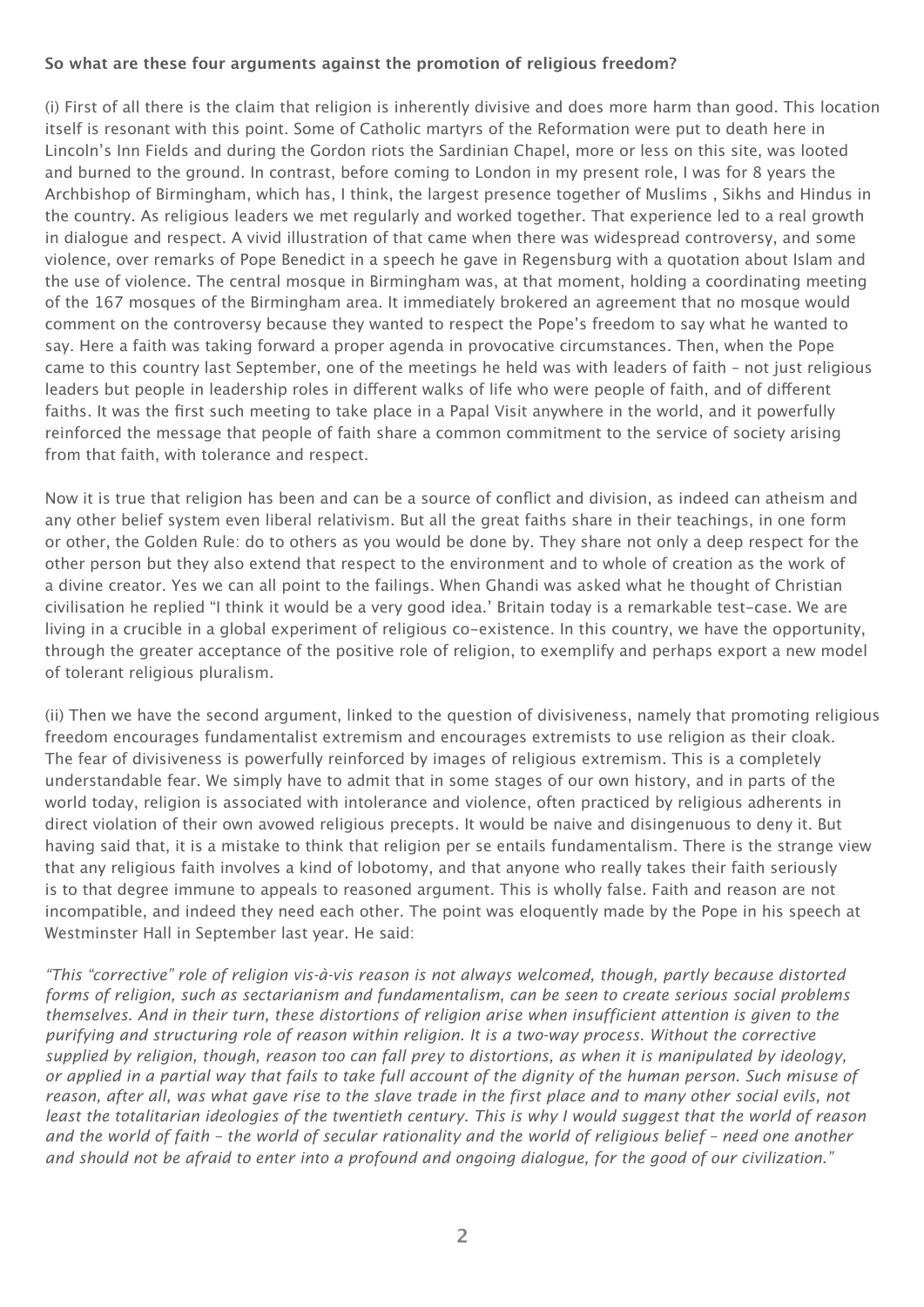**So what are these four arguments against the promotion of religious freedom?**

(i) First of all there is the claim that religion is inherently divisive and does more harm than good. This location itself is resonant with this point. Some of Catholic martyrs of the Reformation were put to death here in Lincoln's Inn Fields and during the Gordon riots the Sardinian Chapel, more or less on this site, was looted and burned to the ground. In contrast, before coming to London in my present role, I was for 8 years the Archbishop of Birmingham, which has, I think, the largest presence together of Muslims , Sikhs and Hindus in the country. As religious leaders we met regularly and worked together. That experience led to a real growth in dialogue and respect. A vivid illustration of that came when there was widespread controversy, and some violence, over remarks of Pope Benedict in a speech he gave in Regensburg with a quotation about Islam and the use of violence. The central mosque in Birmingham was, at that moment, holding a coordinating meeting of the 167 mosques of the Birmingham area. It immediately brokered an agreement that no mosque would comment on the controversy because they wanted to respect the Pope's freedom to say what he wanted to say. Here a faith was taking forward a proper agenda in provocative circumstances. Then, when the Pope came to this country last September, one of the meetings he held was with leaders of faith – not just religious leaders but people in leadership roles in different walks of life who were people of faith, and of different faiths. It was the first such meeting to take place in a Papal Visit anywhere in the world, and it powerfully reinforced the message that people of faith share a common commitment to the service of society arising from that faith, with tolerance and respect.

Now it is true that religion has been and can be a source of conflict and division, as indeed can atheism and any other belief system even liberal relativism. But all the great faiths share in their teachings, in one form or other, the Golden Rule: do to others as you would be done by. They share not only a deep respect for the other person but they also extend that respect to the environment and to whole of creation as the work of a divine creator. Yes we can all point to the failings. When Ghandi was asked what he thought of Christian civilisation he replied "I think it would be a very good idea.' Britain today is a remarkable test-case. We are living in a crucible in a global experiment of religious co-existence. In this country, we have the opportunity, through the greater acceptance of the positive role of religion, to exemplify and perhaps export a new model of tolerant religious pluralism.

(ii) Then we have the second argument, linked to the question of divisiveness, namely that promoting religious freedom encourages fundamentalist extremism and encourages extremists to use religion as their cloak. The fear of divisiveness is powerfully reinforced by images of religious extremism. This is a completely understandable fear. We simply have to admit that in some stages of our own history, and in parts of the world today, religion is associated with intolerance and violence, often practiced by religious adherents in direct violation of their own avowed religious precepts. It would be naive and disingenuous to deny it. But having said that, it is a mistake to think that religion per se entails fundamentalism. There is the strange view that any religious faith involves a kind of lobotomy, and that anyone who really takes their faith seriously is to that degree immune to appeals to reasoned argument. This is wholly false. Faith and reason are not incompatible, and indeed they need each other. The point was eloquently made by the Pope in his speech at Westminster Hall in September last year. He said:

*"This "corrective" role of religion vis-à-vis reason is not always welcomed, though, partly because distorted forms of religion, such as sectarianism and fundamentalism, can be seen to create serious social problems themselves. And in their turn, these distortions of religion arise when insufficient attention is given to the purifying and structuring role of reason within religion. It is a two-way process. Without the corrective supplied by religion, though, reason too can fall prey to distortions, as when it is manipulated by ideology, or applied in a partial way that fails to take full account of the dignity of the human person. Such misuse of reason, after all, was what gave rise to the slave trade in the first place and to many other social evils, not least the totalitarian ideologies of the twentieth century. This is why I would suggest that the world of reason and the world of faith – the world of secular rationality and the world of religious belief – need one another and should not be afraid to enter into a profound and ongoing dialogue, for the good of our civilization."*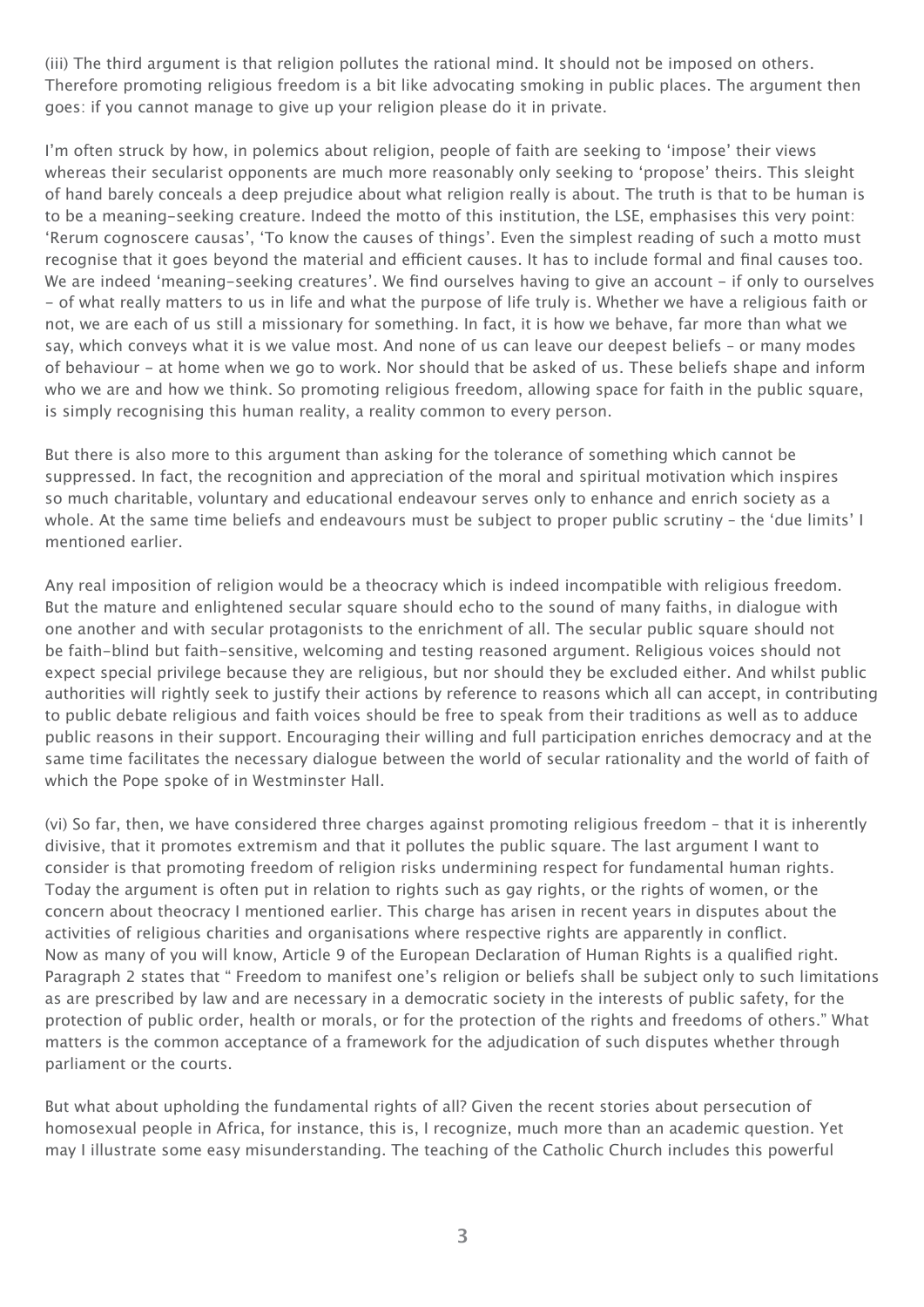(iii) The third argument is that religion pollutes the rational mind. It should not be imposed on others. Therefore promoting religious freedom is a bit like advocating smoking in public places. The argument then goes: if you cannot manage to give up your religion please do it in private.

I'm often struck by how, in polemics about religion, people of faith are seeking to 'impose' their views whereas their secularist opponents are much more reasonably only seeking to 'propose' theirs. This sleight of hand barely conceals a deep prejudice about what religion really is about. The truth is that to be human is to be a meaning-seeking creature. Indeed the motto of this institution, the LSE, emphasises this very point: 'Rerum cognoscere causas', 'To know the causes of things'. Even the simplest reading of such a motto must recognise that it goes beyond the material and efficient causes. It has to include formal and final causes too. We are indeed 'meaning-seeking creatures'. We find ourselves having to give an account – if only to ourselves – of what really matters to us in life and what the purpose of life truly is. Whether we have a religious faith or not, we are each of us still a missionary for something. In fact, it is how we behave, far more than what we say, which conveys what it is we value most. And none of us can leave our deepest beliefs – or many modes of behaviour – at home when we go to work. Nor should that be asked of us. These beliefs shape and inform who we are and how we think. So promoting religious freedom, allowing space for faith in the public square, is simply recognising this human reality, a reality common to every person.

But there is also more to this argument than asking for the tolerance of something which cannot be suppressed. In fact, the recognition and appreciation of the moral and spiritual motivation which inspires so much charitable, voluntary and educational endeavour serves only to enhance and enrich society as a whole. At the same time beliefs and endeavours must be subject to proper public scrutiny – the 'due limits' I mentioned earlier.

Any real imposition of religion would be a theocracy which is indeed incompatible with religious freedom. But the mature and enlightened secular square should echo to the sound of many faiths, in dialogue with one another and with secular protagonists to the enrichment of all. The secular public square should not be faith-blind but faith-sensitive, welcoming and testing reasoned argument. Religious voices should not expect special privilege because they are religious, but nor should they be excluded either. And whilst public authorities will rightly seek to justify their actions by reference to reasons which all can accept, in contributing to public debate religious and faith voices should be free to speak from their traditions as well as to adduce public reasons in their support. Encouraging their willing and full participation enriches democracy and at the same time facilitates the necessary dialogue between the world of secular rationality and the world of faith of which the Pope spoke of in Westminster Hall.

(vi) So far, then, we have considered three charges against promoting religious freedom – that it is inherently divisive, that it promotes extremism and that it pollutes the public square. The last argument I want to consider is that promoting freedom of religion risks undermining respect for fundamental human rights. Today the argument is often put in relation to rights such as gay rights, or the rights of women, or the concern about theocracy I mentioned earlier. This charge has arisen in recent years in disputes about the activities of religious charities and organisations where respective rights are apparently in conflict. Now as many of you will know, Article 9 of the European Declaration of Human Rights is a qualified right. Paragraph 2 states that " Freedom to manifest one's religion or beliefs shall be subject only to such limitations as are prescribed by law and are necessary in a democratic society in the interests of public safety, for the protection of public order, health or morals, or for the protection of the rights and freedoms of others." What matters is the common acceptance of a framework for the adjudication of such disputes whether through parliament or the courts.

But what about upholding the fundamental rights of all? Given the recent stories about persecution of homosexual people in Africa, for instance, this is, I recognize, much more than an academic question. Yet may I illustrate some easy misunderstanding. The teaching of the Catholic Church includes this powerful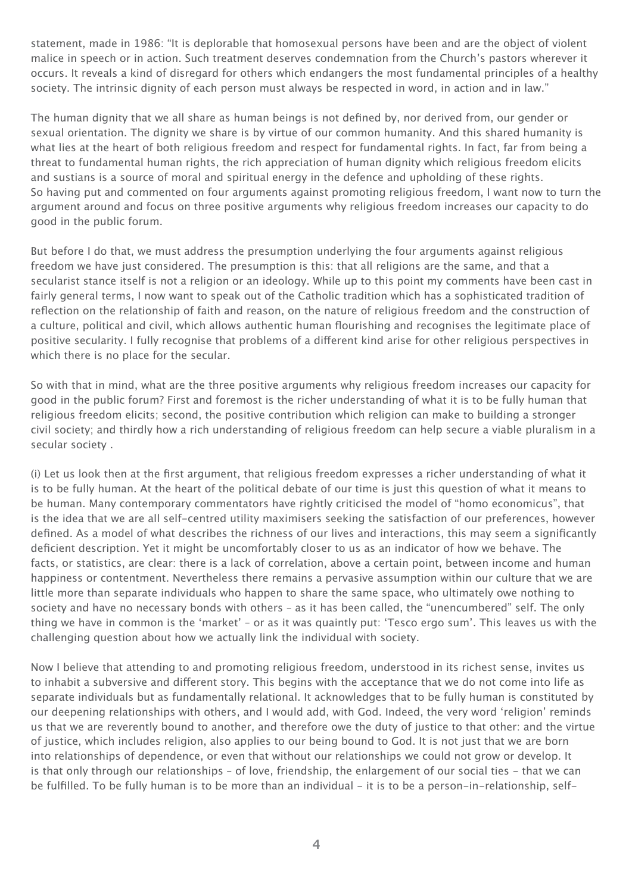statement, made in 1986: "It is deplorable that homosexual persons have been and are the object of violent malice in speech or in action. Such treatment deserves condemnation from the Church's pastors wherever it occurs. It reveals a kind of disregard for others which endangers the most fundamental principles of a healthy society. The intrinsic dignity of each person must always be respected in word, in action and in law."

The human dignity that we all share as human beings is not defined by, nor derived from, our gender or sexual orientation. The dignity we share is by virtue of our common humanity. And this shared humanity is what lies at the heart of both religious freedom and respect for fundamental rights. In fact, far from being a threat to fundamental human rights, the rich appreciation of human dignity which religious freedom elicits and sustians is a source of moral and spiritual energy in the defence and upholding of these rights.
So having put and commented on four arguments against promoting religious freedom, I want now to turn the argument around and focus on three positive arguments why religious freedom increases our capacity to do good in the public forum.

But before I do that, we must address the presumption underlying the four arguments against religious freedom we have just considered. The presumption is this: that all religions are the same, and that a secularist stance itself is not a religion or an ideology. While up to this point my comments have been cast in fairly general terms, I now want to speak out of the Catholic tradition which has a sophisticated tradition of reflection on the relationship of faith and reason, on the nature of religious freedom and the construction of a culture, political and civil, which allows authentic human flourishing and recognises the legitimate place of positive secularity. I fully recognise that problems of a different kind arise for other religious perspectives in which there is no place for the secular.

So with that in mind, what are the three positive arguments why religious freedom increases our capacity for good in the public forum? First and foremost is the richer understanding of what it is to be fully human that religious freedom elicits; second, the positive contribution which religion can make to building a stronger civil society; and thirdly how a rich understanding of religious freedom can help secure a viable pluralism in a secular society .

(i) Let us look then at the first argument, that religious freedom expresses a richer understanding of what it is to be fully human. At the heart of the political debate of our time is just this question of what it means to be human. Many contemporary commentators have rightly criticised the model of "homo economicus", that is the idea that we are all self-centred utility maximisers seeking the satisfaction of our preferences, however defined. As a model of what describes the richness of our lives and interactions, this may seem a significantly deficient description. Yet it might be uncomfortably closer to us as an indicator of how we behave. The facts, or statistics, are clear: there is a lack of correlation, above a certain point, between income and human happiness or contentment. Nevertheless there remains a pervasive assumption within our culture that we are little more than separate individuals who happen to share the same space, who ultimately owe nothing to society and have no necessary bonds with others – as it has been called, the "unencumbered" self. The only thing we have in common is the 'market' – or as it was quaintly put: 'Tesco ergo sum'. This leaves us with the challenging question about how we actually link the individual with society.

Now I believe that attending to and promoting religious freedom, understood in its richest sense, invites us to inhabit a subversive and different story. This begins with the acceptance that we do not come into life as separate individuals but as fundamentally relational. It acknowledges that to be fully human is constituted by our deepening relationships with others, and I would add, with God. Indeed, the very word 'religion' reminds us that we are reverently bound to another, and therefore owe the duty of justice to that other: and the virtue of justice, which includes religion, also applies to our being bound to God. It is not just that we are born into relationships of dependence, or even that without our relationships we could not grow or develop. It is that only through our relationships – of love, friendship, the enlargement of our social ties – that we can be fulfilled. To be fully human is to be more than an individual – it is to be a person-in-relationship, self-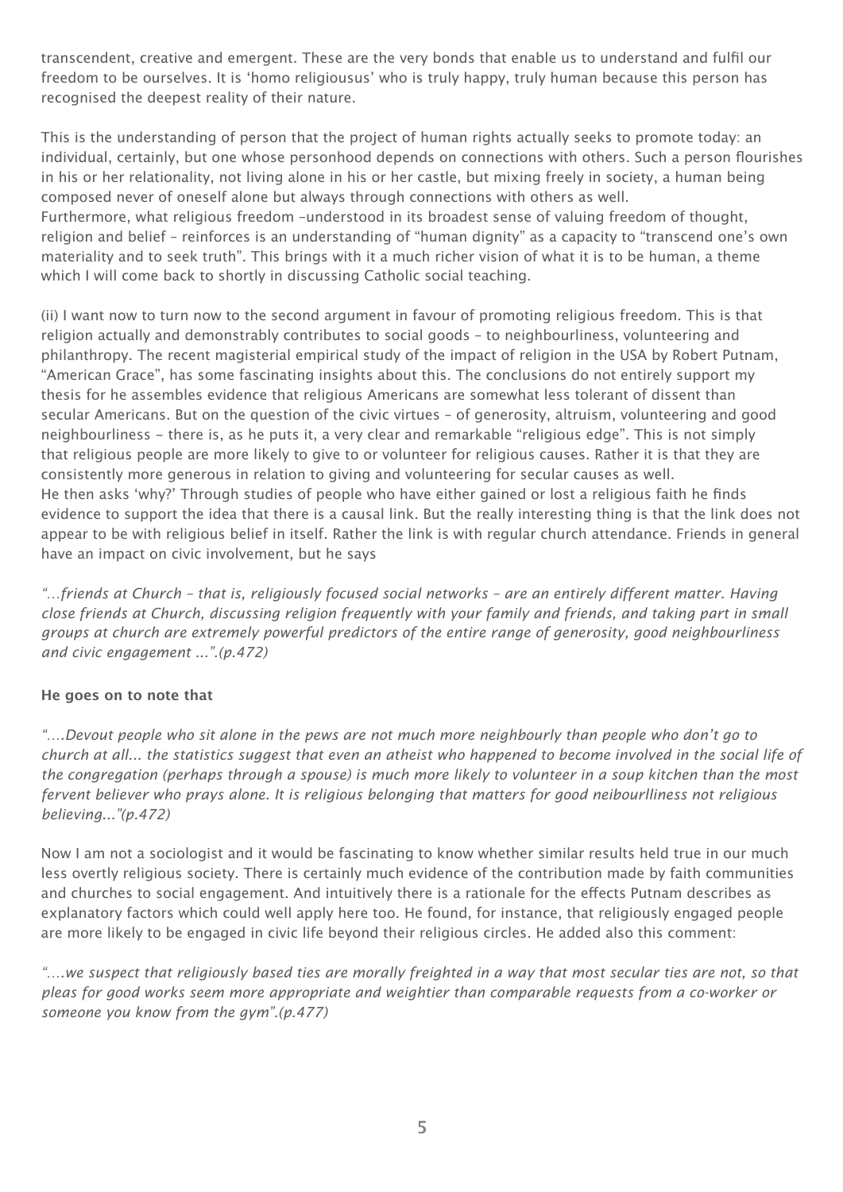transcendent, creative and emergent. These are the very bonds that enable us to understand and fulfil our freedom to be ourselves. It is 'homo religiousus' who is truly happy, truly human because this person has recognised the deepest reality of their nature.

This is the understanding of person that the project of human rights actually seeks to promote today: an individual, certainly, but one whose personhood depends on connections with others. Such a person flourishes in his or her relationality, not living alone in his or her castle, but mixing freely in society, a human being composed never of oneself alone but always through connections with others as well.
Furthermore, what religious freedom –understood in its broadest sense of valuing freedom of thought, religion and belief – reinforces is an understanding of "human dignity" as a capacity to "transcend one's own materiality and to seek truth". This brings with it a much richer vision of what it is to be human, a theme which I will come back to shortly in discussing Catholic social teaching.

(ii) I want now to turn now to the second argument in favour of promoting religious freedom. This is that religion actually and demonstrably contributes to social goods – to neighbourliness, volunteering and philanthropy. The recent magisterial empirical study of the impact of religion in the USA by Robert Putnam, "American Grace", has some fascinating insights about this. The conclusions do not entirely support my thesis for he assembles evidence that religious Americans are somewhat less tolerant of dissent than secular Americans. But on the question of the civic virtues – of generosity, altruism, volunteering and good neighbourliness – there is, as he puts it, a very clear and remarkable "religious edge". This is not simply that religious people are more likely to give to or volunteer for religious causes. Rather it is that they are consistently more generous in relation to giving and volunteering for secular causes as well.
He then asks 'why?' Through studies of people who have either gained or lost a religious faith he finds evidence to support the idea that there is a causal link. But the really interesting thing is that the link does not appear to be with religious belief in itself. Rather the link is with regular church attendance. Friends in general have an impact on civic involvement, but he says

*"...friends at Church – that is, religiously focused social networks – are an entirely different matter. Having close friends at Church, discussing religion frequently with your family and friends, and taking part in small groups at church are extremely powerful predictors of the entire range of generosity, good neighbourliness and civic engagement ...".(p.472)*

**He goes on to note that**

*"....Devout people who sit alone in the pews are not much more neighbourly than people who don't go to church at all... the statistics suggest that even an atheist who happened to become involved in the social life of the congregation (perhaps through a spouse) is much more likely to volunteer in a soup kitchen than the most fervent believer who prays alone. It is religious belonging that matters for good neibourlliness not religious believing..."(p.472)*

Now I am not a sociologist and it would be fascinating to know whether similar results held true in our much less overtly religious society. There is certainly much evidence of the contribution made by faith communities and churches to social engagement. And intuitively there is a rationale for the effects Putnam describes as explanatory factors which could well apply here too. He found, for instance, that religiously engaged people are more likely to be engaged in civic life beyond their religious circles. He added also this comment:

*"....we suspect that religiously based ties are morally freighted in a way that most secular ties are not, so that pleas for good works seem more appropriate and weightier than comparable requests from a co-worker or someone you know from the gym".(p.477)*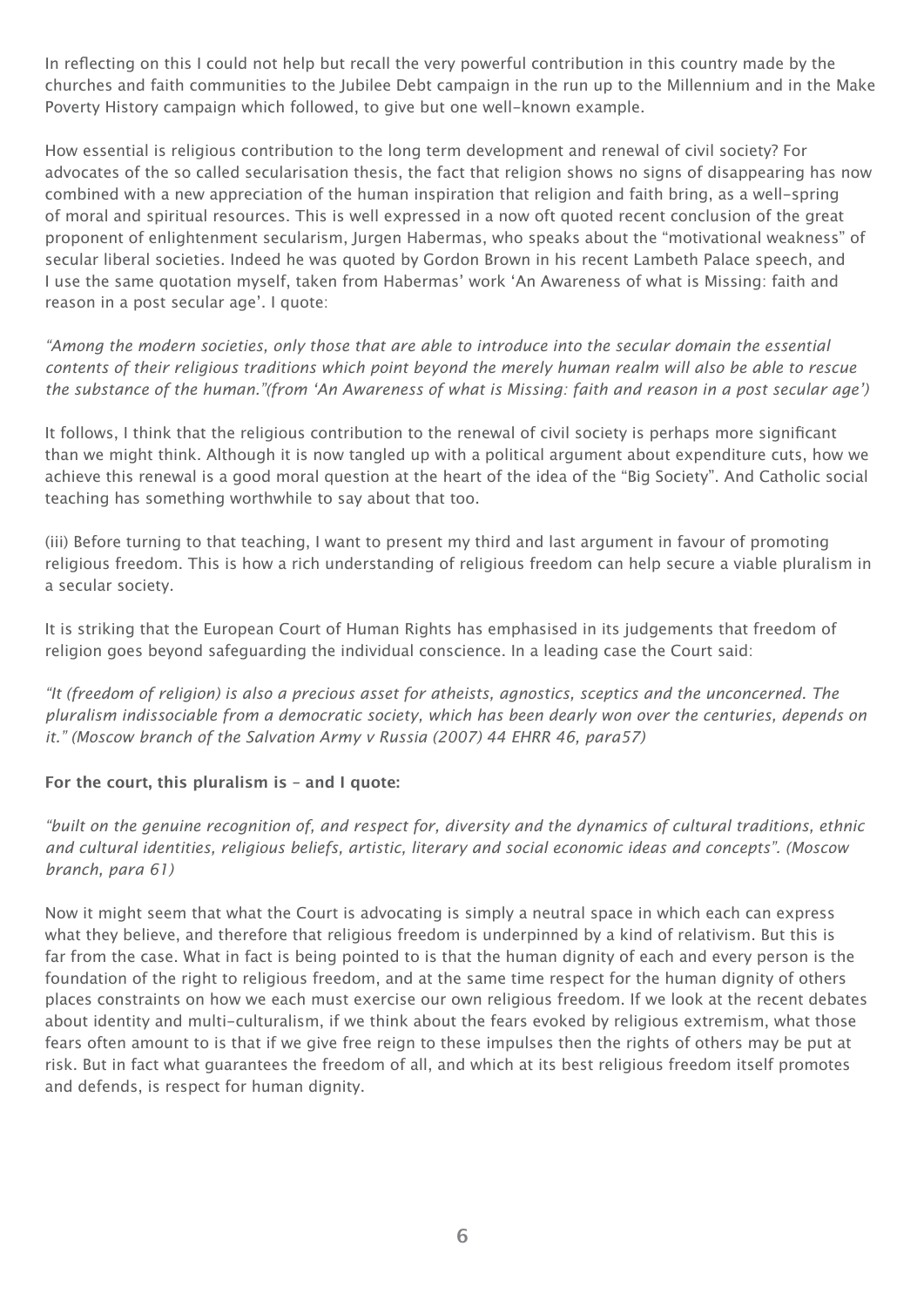In reflecting on this I could not help but recall the very powerful contribution in this country made by the churches and faith communities to the Jubilee Debt campaign in the run up to the Millennium and in the Make Poverty History campaign which followed, to give but one well-known example.

How essential is religious contribution to the long term development and renewal of civil society? For advocates of the so called secularisation thesis, the fact that religion shows no signs of disappearing has now combined with a new appreciation of the human inspiration that religion and faith bring, as a well-spring of moral and spiritual resources. This is well expressed in a now oft quoted recent conclusion of the great proponent of enlightenment secularism, Jurgen Habermas, who speaks about the "motivational weakness" of secular liberal societies. Indeed he was quoted by Gordon Brown in his recent Lambeth Palace speech, and I use the same quotation myself, taken from Habermas' work 'An Awareness of what is Missing: faith and reason in a post secular age'. I quote:

*"Among the modern societies, only those that are able to introduce into the secular domain the essential contents of their religious traditions which point beyond the merely human realm will also be able to rescue the substance of the human."(from 'An Awareness of what is Missing: faith and reason in a post secular age')*

It follows, I think that the religious contribution to the renewal of civil society is perhaps more significant than we might think. Although it is now tangled up with a political argument about expenditure cuts, how we achieve this renewal is a good moral question at the heart of the idea of the "Big Society". And Catholic social teaching has something worthwhile to say about that too.

(iii) Before turning to that teaching, I want to present my third and last argument in favour of promoting religious freedom. This is how a rich understanding of religious freedom can help secure a viable pluralism in a secular society.

It is striking that the European Court of Human Rights has emphasised in its judgements that freedom of religion goes beyond safeguarding the individual conscience. In a leading case the Court said:

*"It (freedom of religion) is also a precious asset for atheists, agnostics, sceptics and the unconcerned. The pluralism indissociable from a democratic society, which has been dearly won over the centuries, depends on it." (Moscow branch of the Salvation Army v Russia (2007) 44 EHRR 46, para57)*

**For the court, this pluralism is – and I quote:**

*"built on the genuine recognition of, and respect for, diversity and the dynamics of cultural traditions, ethnic and cultural identities, religious beliefs, artistic, literary and social economic ideas and concepts". (Moscow branch, para 61)*

Now it might seem that what the Court is advocating is simply a neutral space in which each can express what they believe, and therefore that religious freedom is underpinned by a kind of relativism. But this is far from the case. What in fact is being pointed to is that the human dignity of each and every person is the foundation of the right to religious freedom, and at the same time respect for the human dignity of others places constraints on how we each must exercise our own religious freedom. If we look at the recent debates about identity and multi-culturalism, if we think about the fears evoked by religious extremism, what those fears often amount to is that if we give free reign to these impulses then the rights of others may be put at risk. But in fact what guarantees the freedom of all, and which at its best religious freedom itself promotes and defends, is respect for human dignity.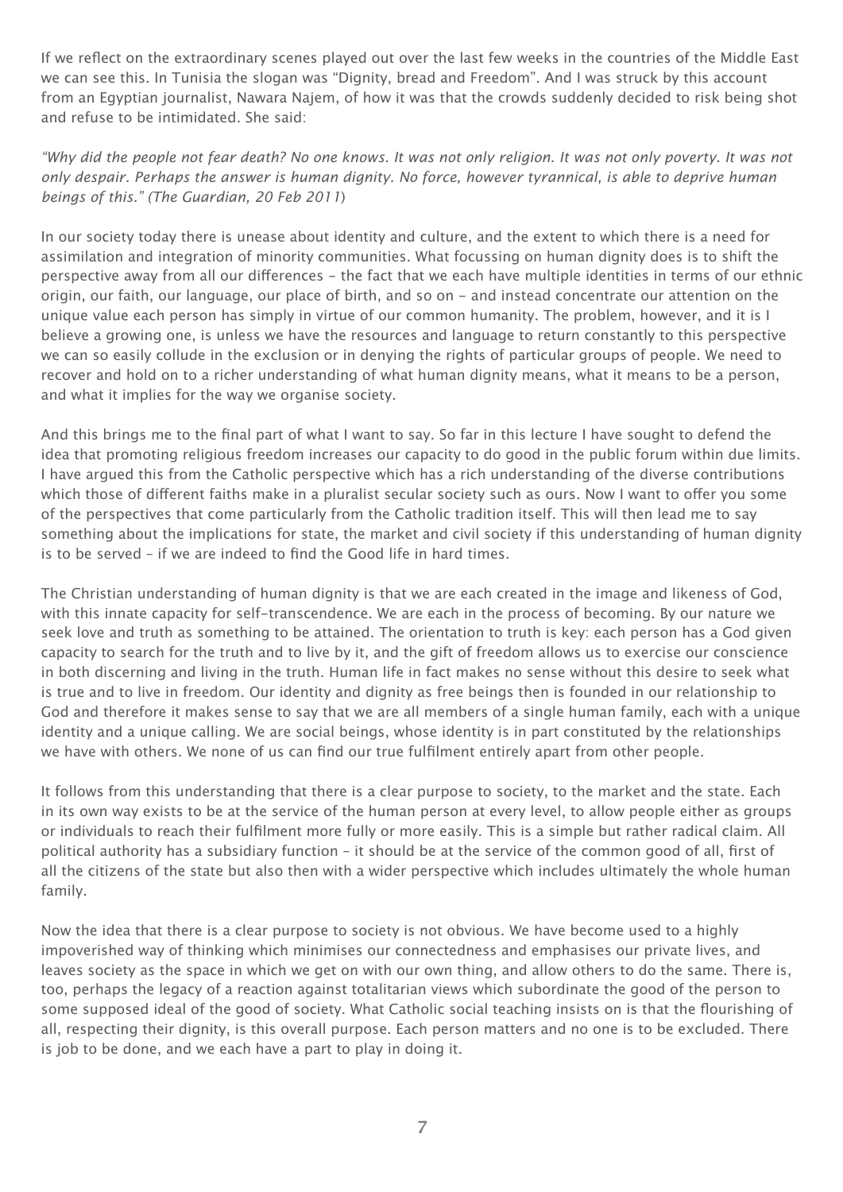If we reflect on the extraordinary scenes played out over the last few weeks in the countries of the Middle East we can see this. In Tunisia the slogan was "Dignity, bread and Freedom". And I was struck by this account from an Egyptian journalist, Nawara Najem, of how it was that the crowds suddenly decided to risk being shot and refuse to be intimidated. She said:

*"Why did the people not fear death? No one knows. It was not only religion. It was not only poverty. It was not only despair. Perhaps the answer is human dignity. No force, however tyrannical, is able to deprive human beings of this." (The Guardian, 20 Feb 2011)*

In our society today there is unease about identity and culture, and the extent to which there is a need for assimilation and integration of minority communities. What focussing on human dignity does is to shift the perspective away from all our differences – the fact that we each have multiple identities in terms of our ethnic origin, our faith, our language, our place of birth, and so on – and instead concentrate our attention on the unique value each person has simply in virtue of our common humanity. The problem, however, and it is I believe a growing one, is unless we have the resources and language to return constantly to this perspective we can so easily collude in the exclusion or in denying the rights of particular groups of people. We need to recover and hold on to a richer understanding of what human dignity means, what it means to be a person, and what it implies for the way we organise society.

And this brings me to the final part of what I want to say. So far in this lecture I have sought to defend the idea that promoting religious freedom increases our capacity to do good in the public forum within due limits. I have argued this from the Catholic perspective which has a rich understanding of the diverse contributions which those of different faiths make in a pluralist secular society such as ours. Now I want to offer you some of the perspectives that come particularly from the Catholic tradition itself. This will then lead me to say something about the implications for state, the market and civil society if this understanding of human dignity is to be served – if we are indeed to find the Good life in hard times.

The Christian understanding of human dignity is that we are each created in the image and likeness of God, with this innate capacity for self-transcendence. We are each in the process of becoming. By our nature we seek love and truth as something to be attained. The orientation to truth is key: each person has a God given capacity to search for the truth and to live by it, and the gift of freedom allows us to exercise our conscience in both discerning and living in the truth. Human life in fact makes no sense without this desire to seek what is true and to live in freedom. Our identity and dignity as free beings then is founded in our relationship to God and therefore it makes sense to say that we are all members of a single human family, each with a unique identity and a unique calling. We are social beings, whose identity is in part constituted by the relationships we have with others. We none of us can find our true fulfilment entirely apart from other people.

It follows from this understanding that there is a clear purpose to society, to the market and the state. Each in its own way exists to be at the service of the human person at every level, to allow people either as groups or individuals to reach their fulfilment more fully or more easily. This is a simple but rather radical claim. All political authority has a subsidiary function – it should be at the service of the common good of all, first of all the citizens of the state but also then with a wider perspective which includes ultimately the whole human family.

Now the idea that there is a clear purpose to society is not obvious. We have become used to a highly impoverished way of thinking which minimises our connectedness and emphasises our private lives, and leaves society as the space in which we get on with our own thing, and allow others to do the same. There is, too, perhaps the legacy of a reaction against totalitarian views which subordinate the good of the person to some supposed ideal of the good of society. What Catholic social teaching insists on is that the flourishing of all, respecting their dignity, is this overall purpose. Each person matters and no one is to be excluded. There is job to be done, and we each have a part to play in doing it.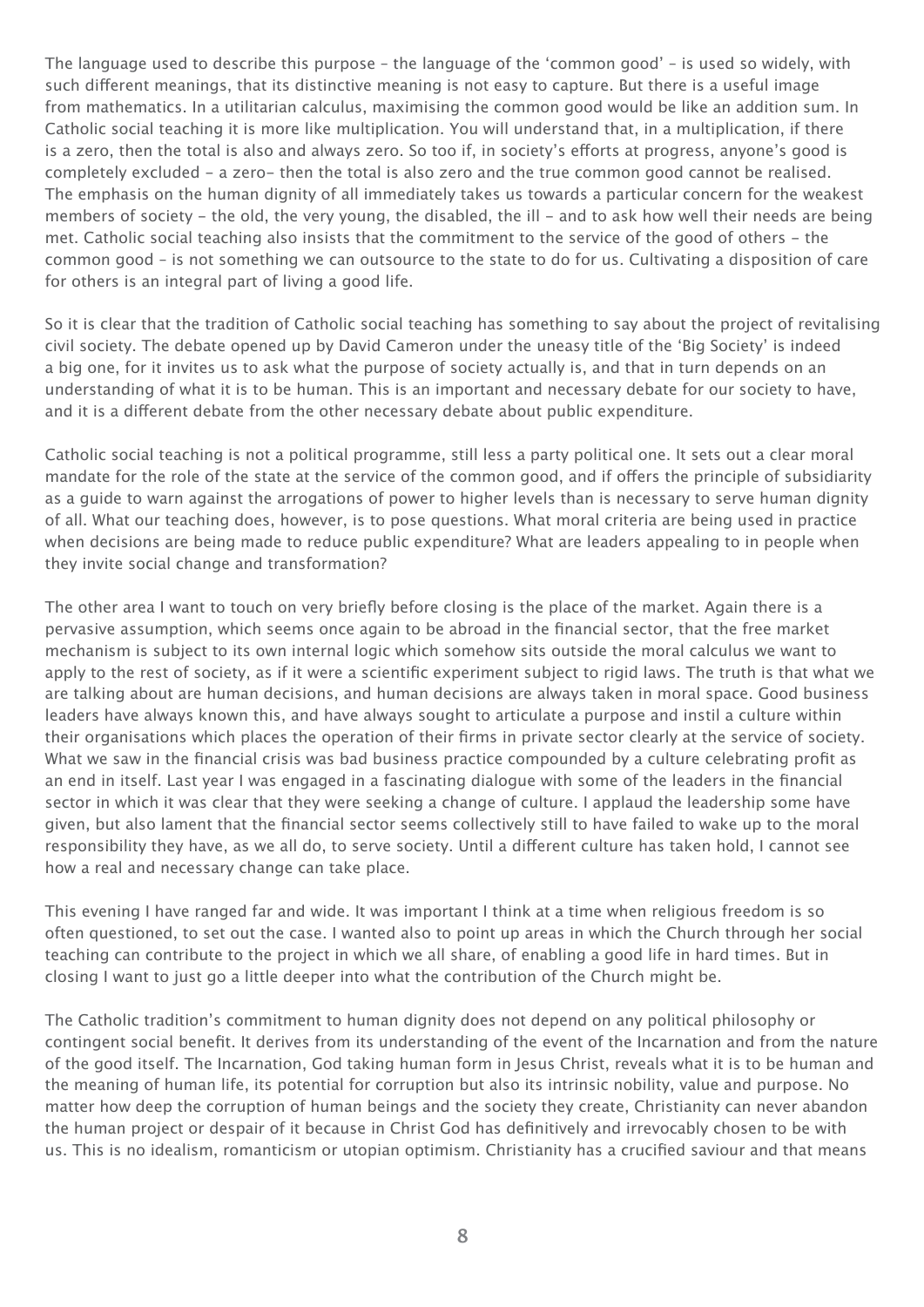The language used to describe this purpose – the language of the 'common good' – is used so widely, with such different meanings, that its distinctive meaning is not easy to capture. But there is a useful image from mathematics. In a utilitarian calculus, maximising the common good would be like an addition sum. In Catholic social teaching it is more like multiplication. You will understand that, in a multiplication, if there is a zero, then the total is also and always zero. So too if, in society's efforts at progress, anyone's good is completely excluded – a zero– then the total is also zero and the true common good cannot be realised. The emphasis on the human dignity of all immediately takes us towards a particular concern for the weakest members of society – the old, the very young, the disabled, the ill – and to ask how well their needs are being met. Catholic social teaching also insists that the commitment to the service of the good of others – the common good – is not something we can outsource to the state to do for us. Cultivating a disposition of care for others is an integral part of living a good life.

So it is clear that the tradition of Catholic social teaching has something to say about the project of revitalising civil society. The debate opened up by David Cameron under the uneasy title of the 'Big Society' is indeed a big one, for it invites us to ask what the purpose of society actually is, and that in turn depends on an understanding of what it is to be human. This is an important and necessary debate for our society to have, and it is a different debate from the other necessary debate about public expenditure.

Catholic social teaching is not a political programme, still less a party political one. It sets out a clear moral mandate for the role of the state at the service of the common good, and if offers the principle of subsidiarity as a guide to warn against the arrogations of power to higher levels than is necessary to serve human dignity of all. What our teaching does, however, is to pose questions. What moral criteria are being used in practice when decisions are being made to reduce public expenditure? What are leaders appealing to in people when they invite social change and transformation?

The other area I want to touch on very briefly before closing is the place of the market. Again there is a pervasive assumption, which seems once again to be abroad in the financial sector, that the free market mechanism is subject to its own internal logic which somehow sits outside the moral calculus we want to apply to the rest of society, as if it were a scientific experiment subject to rigid laws. The truth is that what we are talking about are human decisions, and human decisions are always taken in moral space. Good business leaders have always known this, and have always sought to articulate a purpose and instil a culture within their organisations which places the operation of their firms in private sector clearly at the service of society. What we saw in the financial crisis was bad business practice compounded by a culture celebrating profit as an end in itself. Last year I was engaged in a fascinating dialogue with some of the leaders in the financial sector in which it was clear that they were seeking a change of culture. I applaud the leadership some have given, but also lament that the financial sector seems collectively still to have failed to wake up to the moral responsibility they have, as we all do, to serve society. Until a different culture has taken hold, I cannot see how a real and necessary change can take place.

This evening I have ranged far and wide. It was important I think at a time when religious freedom is so often questioned, to set out the case. I wanted also to point up areas in which the Church through her social teaching can contribute to the project in which we all share, of enabling a good life in hard times. But in closing I want to just go a little deeper into what the contribution of the Church might be.

The Catholic tradition's commitment to human dignity does not depend on any political philosophy or contingent social benefit. It derives from its understanding of the event of the Incarnation and from the nature of the good itself. The Incarnation, God taking human form in Jesus Christ, reveals what it is to be human and the meaning of human life, its potential for corruption but also its intrinsic nobility, value and purpose. No matter how deep the corruption of human beings and the society they create, Christianity can never abandon the human project or despair of it because in Christ God has definitively and irrevocably chosen to be with us. This is no idealism, romanticism or utopian optimism. Christianity has a crucified saviour and that means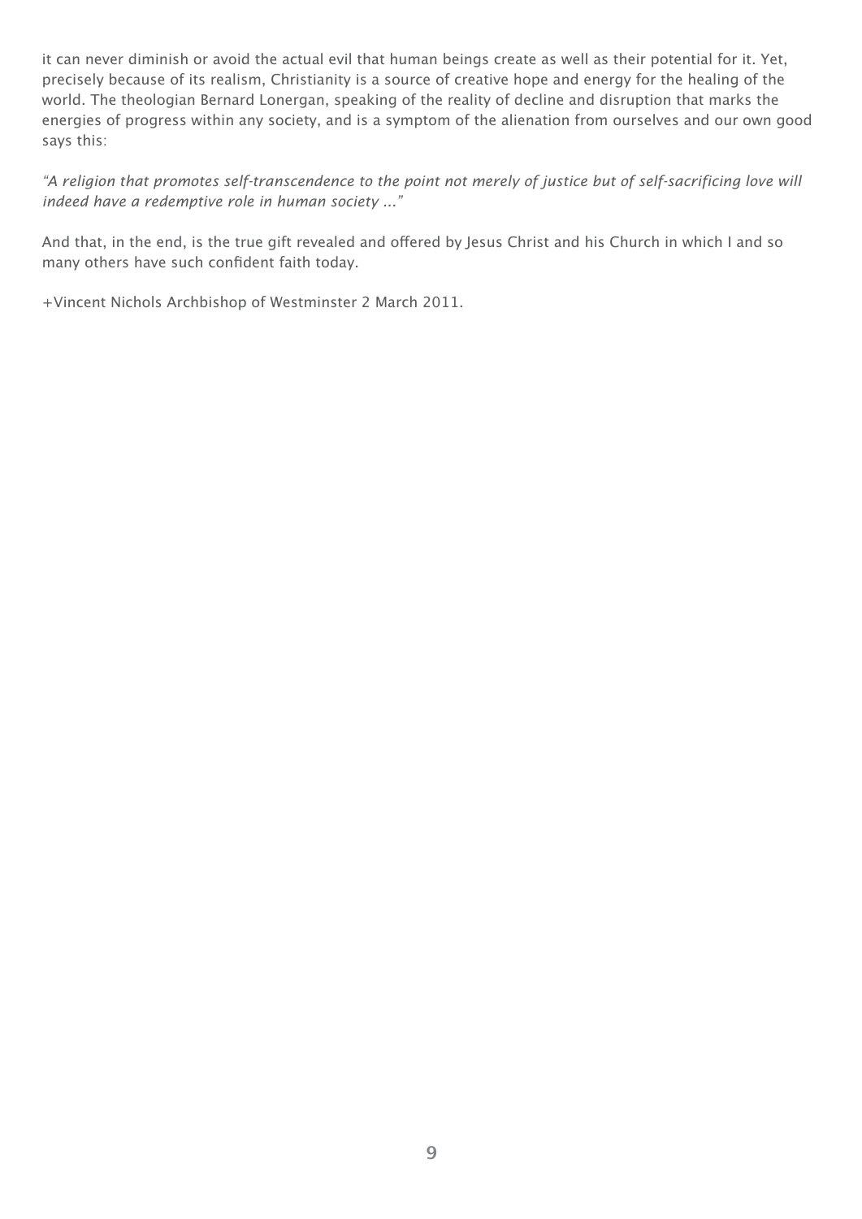it can never diminish or avoid the actual evil that human beings create as well as their potential for it. Yet, precisely because of its realism, Christianity is a source of creative hope and energy for the healing of the world. The theologian Bernard Lonergan, speaking of the reality of decline and disruption that marks the energies of progress within any society, and is a symptom of the alienation from ourselves and our own good says this:

*"A religion that promotes self-transcendence to the point not merely of justice but of self-sacrificing love will indeed have a redemptive role in human society ..."*

And that, in the end, is the true gift revealed and offered by Jesus Christ and his Church in which I and so many others have such confident faith today.

+Vincent Nichols Archbishop of Westminster 2 March 2011.